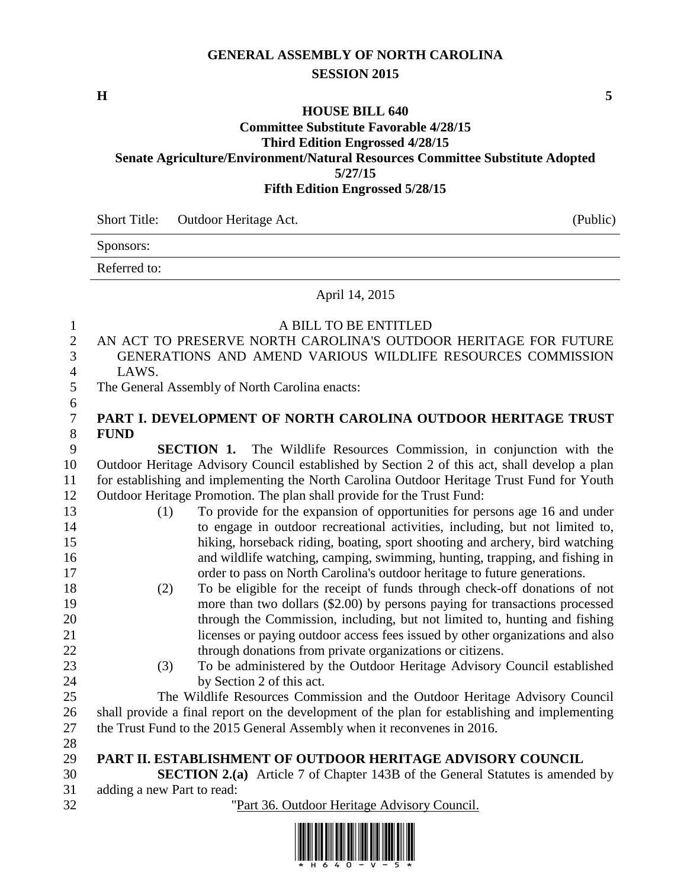# GENERAL ASSEMBLY OF NORTH CAROLINA
## SESSION 2015

**H** **5**

**HOUSE BILL 640**
**Committee Substitute Favorable 4/28/15**
**Third Edition Engrossed 4/28/15**
**Senate Agriculture/Environment/Natural Resources Committee Substitute Adopted 5/27/15**
**Fifth Edition Engrossed 5/28/15**

| Short Title: | Outdoor Heritage Act. | (Public) |
|---|---|---|
| Sponsors: | | |
| Referred to: | | |

April 14, 2015

A BILL TO BE ENTITLED

AN ACT TO PRESERVE NORTH CAROLINA'S OUTDOOR HERITAGE FOR FUTURE GENERATIONS AND AMEND VARIOUS WILDLIFE RESOURCES COMMISSION LAWS.

The General Assembly of North Carolina enacts:

**PART I. DEVELOPMENT OF NORTH CAROLINA OUTDOOR HERITAGE TRUST FUND**

**SECTION 1.** The Wildlife Resources Commission, in conjunction with the Outdoor Heritage Advisory Council established by Section 2 of this act, shall develop a plan for establishing and implementing the North Carolina Outdoor Heritage Trust Fund for Youth Outdoor Heritage Promotion. The plan shall provide for the Trust Fund:

(1) To provide for the expansion of opportunities for persons age 16 and under to engage in outdoor recreational activities, including, but not limited to, hiking, horseback riding, boating, sport shooting and archery, bird watching and wildlife watching, camping, swimming, hunting, trapping, and fishing in order to pass on North Carolina's outdoor heritage to future generations.

(2) To be eligible for the receipt of funds through check-off donations of not more than two dollars ($2.00) by persons paying for transactions processed through the Commission, including, but not limited to, hunting and fishing licenses or paying outdoor access fees issued by other organizations and also through donations from private organizations or citizens.

(3) To be administered by the Outdoor Heritage Advisory Council established by Section 2 of this act.

The Wildlife Resources Commission and the Outdoor Heritage Advisory Council shall provide a final report on the development of the plan for establishing and implementing the Trust Fund to the 2015 General Assembly when it reconvenes in 2016.

**PART II. ESTABLISHMENT OF OUTDOOR HERITAGE ADVISORY COUNCIL**

**SECTION 2.(a)** Article 7 of Chapter 143B of the General Statutes is amended by adding a new Part to read:

"Part 36. Outdoor Heritage Advisory Council.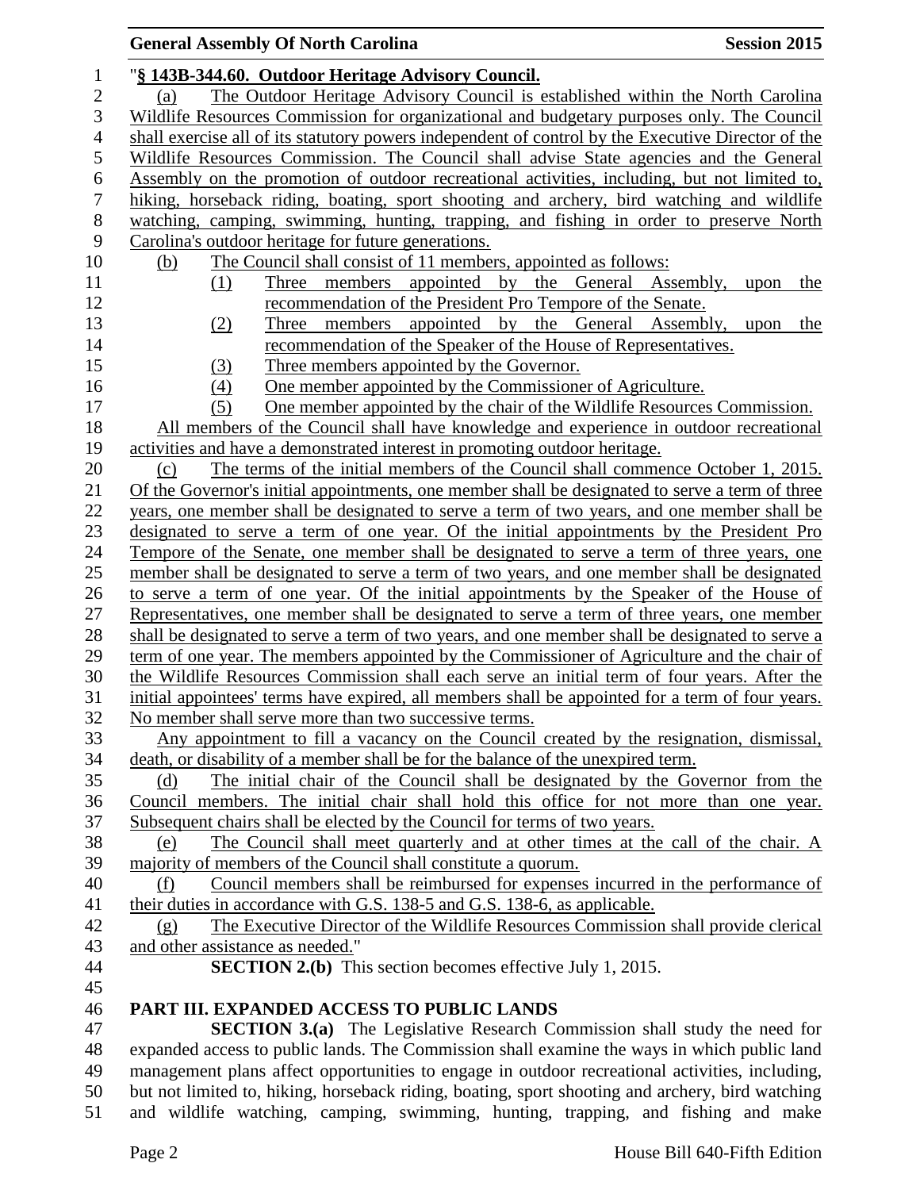"**§ 143B-344.60. Outdoor Heritage Advisory Council.**

(a) The Outdoor Heritage Advisory Council is established within the North Carolina Wildlife Resources Commission for organizational and budgetary purposes only. The Council shall exercise all of its statutory powers independent of control by the Executive Director of the Wildlife Resources Commission. The Council shall advise State agencies and the General Assembly on the promotion of outdoor recreational activities, including, but not limited to, hiking, horseback riding, boating, sport shooting and archery, bird watching and wildlife watching, camping, swimming, hunting, trapping, and fishing in order to preserve North Carolina's outdoor heritage for future generations.

(b) The Council shall consist of 11 members, appointed as follows:

(1) Three members appointed by the General Assembly, upon the recommendation of the President Pro Tempore of the Senate.

(2) Three members appointed by the General Assembly, upon the recommendation of the Speaker of the House of Representatives.

(3) Three members appointed by the Governor.

(4) One member appointed by the Commissioner of Agriculture.

(5) One member appointed by the chair of the Wildlife Resources Commission.

All members of the Council shall have knowledge and experience in outdoor recreational activities and have a demonstrated interest in promoting outdoor heritage.

(c) The terms of the initial members of the Council shall commence October 1, 2015. Of the Governor's initial appointments, one member shall be designated to serve a term of three years, one member shall be designated to serve a term of two years, and one member shall be designated to serve a term of one year. Of the initial appointments by the President Pro Tempore of the Senate, one member shall be designated to serve a term of three years, one member shall be designated to serve a term of two years, and one member shall be designated to serve a term of one year. Of the initial appointments by the Speaker of the House of Representatives, one member shall be designated to serve a term of three years, one member shall be designated to serve a term of two years, and one member shall be designated to serve a term of one year. The members appointed by the Commissioner of Agriculture and the chair of the Wildlife Resources Commission shall each serve an initial term of four years. After the initial appointees' terms have expired, all members shall be appointed for a term of four years. No member shall serve more than two successive terms.

Any appointment to fill a vacancy on the Council created by the resignation, dismissal, death, or disability of a member shall be for the balance of the unexpired term.

(d) The initial chair of the Council shall be designated by the Governor from the Council members. The initial chair shall hold this office for not more than one year. Subsequent chairs shall be elected by the Council for terms of two years.

(e) The Council shall meet quarterly and at other times at the call of the chair. A majority of members of the Council shall constitute a quorum.

(f) Council members shall be reimbursed for expenses incurred in the performance of their duties in accordance with G.S. 138-5 and G.S. 138-6, as applicable.

(g) The Executive Director of the Wildlife Resources Commission shall provide clerical and other assistance as needed."

**SECTION 2.(b)** This section becomes effective July 1, 2015.

## PART III. EXPANDED ACCESS TO PUBLIC LANDS

**SECTION 3.(a)** The Legislative Research Commission shall study the need for expanded access to public lands. The Commission shall examine the ways in which public land management plans affect opportunities to engage in outdoor recreational activities, including, but not limited to, hiking, horseback riding, boating, sport shooting and archery, bird watching and wildlife watching, camping, swimming, hunting, trapping, and fishing and make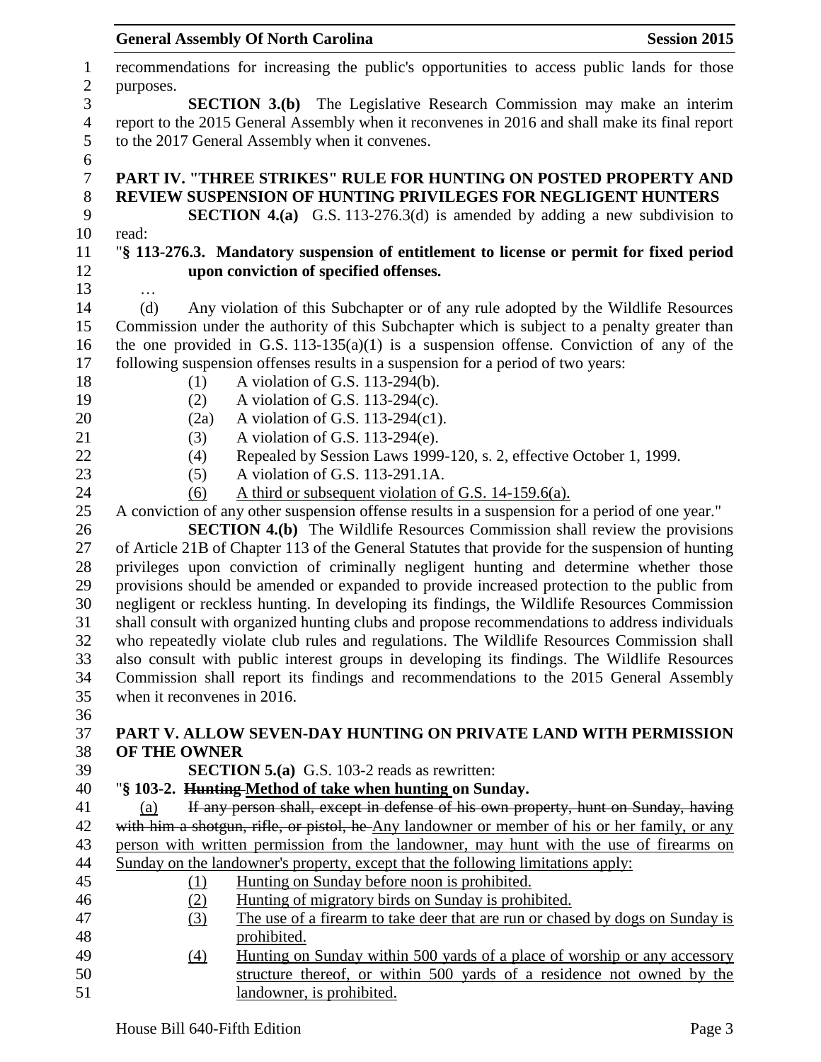recommendations for increasing the public's opportunities to access public lands for those purposes.

**SECTION 3.(b)** The Legislative Research Commission may make an interim report to the 2015 General Assembly when it reconvenes in 2016 and shall make its final report to the 2017 General Assembly when it convenes.

**PART IV. "THREE STRIKES" RULE FOR HUNTING ON POSTED PROPERTY AND REVIEW SUSPENSION OF HUNTING PRIVILEGES FOR NEGLIGENT HUNTERS**

**SECTION 4.(a)** G.S. 113-276.3(d) is amended by adding a new subdivision to read:

"**§ 113-276.3. Mandatory suspension of entitlement to license or permit for fixed period upon conviction of specified offenses.**

…

(d) Any violation of this Subchapter or of any rule adopted by the Wildlife Resources Commission under the authority of this Subchapter which is subject to a penalty greater than the one provided in G.S. 113-135(a)(1) is a suspension offense. Conviction of any of the following suspension offenses results in a suspension for a period of two years:

(1) A violation of G.S. 113-294(b).
(2) A violation of G.S. 113-294(c).
(2a) A violation of G.S. 113-294(c1).
(3) A violation of G.S. 113-294(e).
(4) Repealed by Session Laws 1999-120, s. 2, effective October 1, 1999.
(5) A violation of G.S. 113-291.1A.
<u>(6) A third or subsequent violation of G.S. 14-159.6(a).</u>

A conviction of any other suspension offense results in a suspension for a period of one year."

**SECTION 4.(b)** The Wildlife Resources Commission shall review the provisions of Article 21B of Chapter 113 of the General Statutes that provide for the suspension of hunting privileges upon conviction of criminally negligent hunting and determine whether those provisions should be amended or expanded to provide increased protection to the public from negligent or reckless hunting. In developing its findings, the Wildlife Resources Commission shall consult with organized hunting clubs and propose recommendations to address individuals who repeatedly violate club rules and regulations. The Wildlife Resources Commission shall also consult with public interest groups in developing its findings. The Wildlife Resources Commission shall report its findings and recommendations to the 2015 General Assembly when it reconvenes in 2016.

**PART V. ALLOW SEVEN-DAY HUNTING ON PRIVATE LAND WITH PERMISSION OF THE OWNER**

**SECTION 5.(a)** G.S. 103-2 reads as rewritten:

"**§ 103-2. ~~Hunting~~ <u>Method of take when hunting</u> on Sunday.**

<u>(a)</u> ~~If any person shall, except in defense of his own property, hunt on Sunday, having with him a shotgun, rifle, or pistol, he~~ <u>Any landowner or member of his or her family, or any person with written permission from the landowner, may hunt with the use of firearms on Sunday on the landowner's property, except that the following limitations apply:</u>

<u>(1) Hunting on Sunday before noon is prohibited.</u>
<u>(2) Hunting of migratory birds on Sunday is prohibited.</u>
<u>(3) The use of a firearm to take deer that are run or chased by dogs on Sunday is prohibited.</u>
<u>(4) Hunting on Sunday within 500 yards of a place of worship or any accessory structure thereof, or within 500 yards of a residence not owned by the landowner, is prohibited.</u>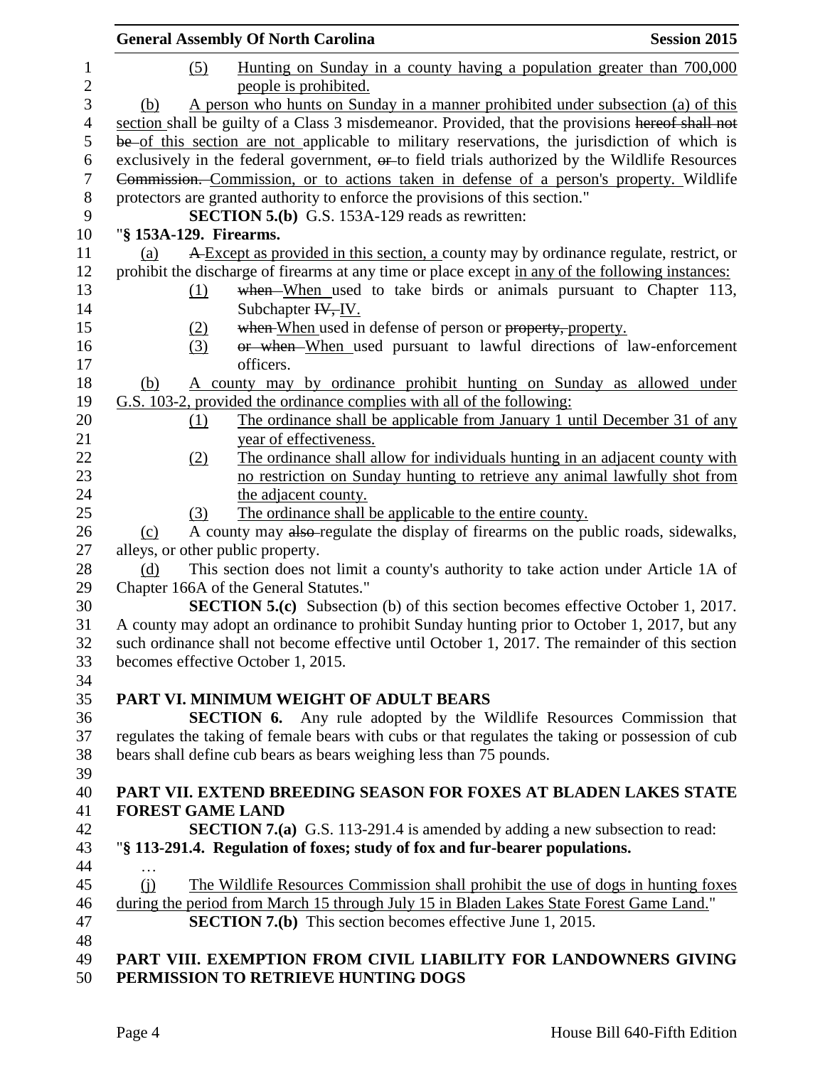(5) Hunting on Sunday in a county having a population greater than 700,000 people is prohibited.

(b) A person who hunts on Sunday in a manner prohibited under subsection (a) of this section shall be guilty of a Class 3 misdemeanor. Provided, that the provisions ~~hereof shall not be~~ of this section are not applicable to military reservations, the jurisdiction of which is exclusively in the federal government, ~~or~~ to field trials authorized by the Wildlife Resources ~~Commission.~~ Commission, or to actions taken in defense of a person's property. Wildlife protectors are granted authority to enforce the provisions of this section."

**SECTION 5.(b)** G.S. 153A-129 reads as rewritten:

"**§ 153A-129. Firearms.**

(a) ~~A~~ Except as provided in this section, a county may by ordinance regulate, restrict, or prohibit the discharge of firearms at any time or place except in any of the following instances:

(1) ~~when~~ When used to take birds or animals pursuant to Chapter 113, Subchapter ~~IV,~~ IV.

(2) ~~when~~ When used in defense of person or ~~property,~~ property.

(3) ~~or when~~ When used pursuant to lawful directions of law-enforcement officers.

(b) A county may by ordinance prohibit hunting on Sunday as allowed under G.S. 103-2, provided the ordinance complies with all of the following:

(1) The ordinance shall be applicable from January 1 until December 31 of any year of effectiveness.

(2) The ordinance shall allow for individuals hunting in an adjacent county with no restriction on Sunday hunting to retrieve any animal lawfully shot from the adjacent county.

(3) The ordinance shall be applicable to the entire county.

(c) A county may ~~also~~ regulate the display of firearms on the public roads, sidewalks, alleys, or other public property.

(d) This section does not limit a county's authority to take action under Article 1A of Chapter 166A of the General Statutes."

**SECTION 5.(c)** Subsection (b) of this section becomes effective October 1, 2017. A county may adopt an ordinance to prohibit Sunday hunting prior to October 1, 2017, but any such ordinance shall not become effective until October 1, 2017. The remainder of this section becomes effective October 1, 2015.

## PART VI. MINIMUM WEIGHT OF ADULT BEARS

**SECTION 6.** Any rule adopted by the Wildlife Resources Commission that regulates the taking of female bears with cubs or that regulates the taking or possession of cub bears shall define cub bears as bears weighing less than 75 pounds.

## PART VII. EXTEND BREEDING SEASON FOR FOXES AT BLADEN LAKES STATE FOREST GAME LAND

**SECTION 7.(a)** G.S. 113-291.4 is amended by adding a new subsection to read:

"**§ 113-291.4. Regulation of foxes; study of fox and fur-bearer populations.**

…

(j) The Wildlife Resources Commission shall prohibit the use of dogs in hunting foxes during the period from March 15 through July 15 in Bladen Lakes State Forest Game Land."

**SECTION 7.(b)** This section becomes effective June 1, 2015.

## PART VIII. EXEMPTION FROM CIVIL LIABILITY FOR LANDOWNERS GIVING PERMISSION TO RETRIEVE HUNTING DOGS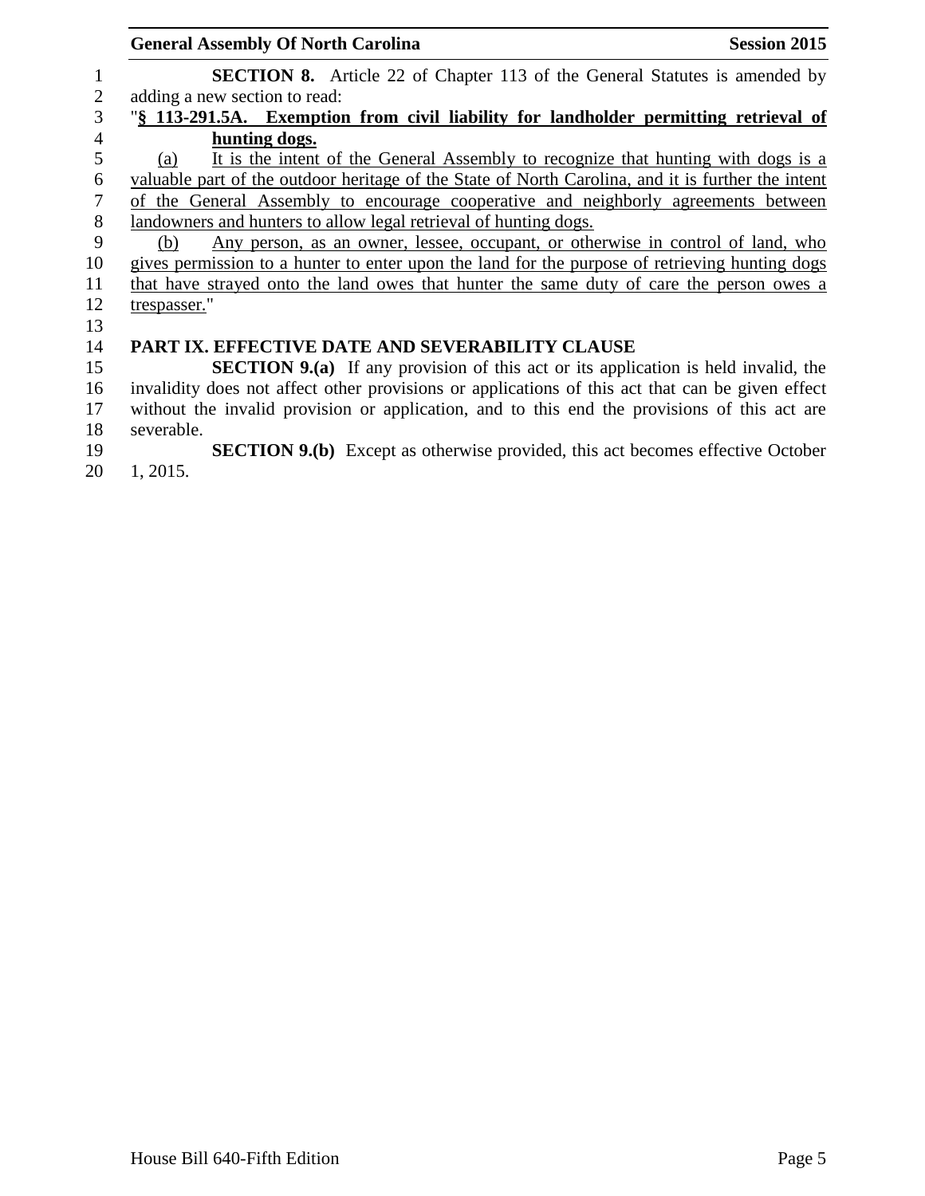**SECTION 8.** Article 22 of Chapter 113 of the General Statutes is amended by adding a new section to read:

"**§ 113-291.5A. Exemption from civil liability for landholder permitting retrieval of hunting dogs.**

(a) It is the intent of the General Assembly to recognize that hunting with dogs is a valuable part of the outdoor heritage of the State of North Carolina, and it is further the intent of the General Assembly to encourage cooperative and neighborly agreements between landowners and hunters to allow legal retrieval of hunting dogs.

(b) Any person, as an owner, lessee, occupant, or otherwise in control of land, who gives permission to a hunter to enter upon the land for the purpose of retrieving hunting dogs that have strayed onto the land owes that hunter the same duty of care the person owes a trespasser."

**PART IX. EFFECTIVE DATE AND SEVERABILITY CLAUSE**

**SECTION 9.(a)** If any provision of this act or its application is held invalid, the invalidity does not affect other provisions or applications of this act that can be given effect without the invalid provision or application, and to this end the provisions of this act are severable.

**SECTION 9.(b)** Except as otherwise provided, this act becomes effective October 1, 2015.